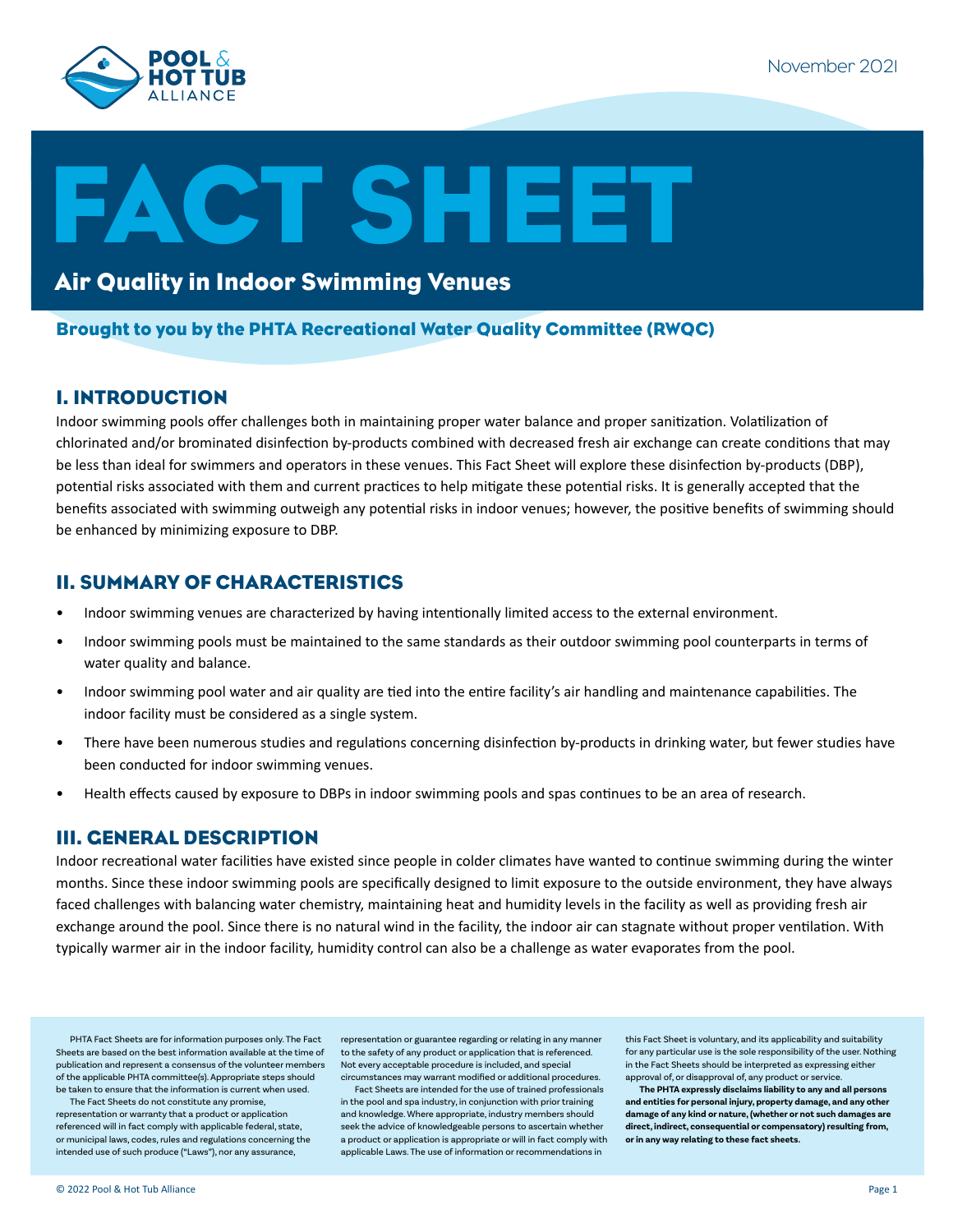November 2021

# FACT SHEET

## Air Quality in Indoor Swimming Venues

**Brought to you by the PHTA Recreational Water Quality Committee (RWQC)**

## I. INTRODUCTION

Indoor swimming pools offer challenges both in maintaining proper water balance and proper sanitization. Volatilization of chlorinated and/or brominated disinfection by-products combined with decreased fresh air exchange can create conditions that may be less than ideal for swimmers and operators in these venues. This Fact Sheet will explore these disinfection by-products (DBP), potential risks associated with them and current practices to help mitigate these potential risks. It is generally accepted that the benefits associated with swimming outweigh any potential risks in indoor venues; however, the positive benefits of swimming should be enhanced by minimizing exposure to DBP.

## II. SUMMARY OF CHARACTERISTICS

- Indoor swimming venues are characterized by having intentionally limited access to the external environment.
- Indoor swimming pools must be maintained to the same standards as their outdoor swimming pool counterparts in terms of water quality and balance.
- Indoor swimming pool water and air quality are tied into the entire facility's air handling and maintenance capabilities. The indoor facility must be considered as a single system.
- There have been numerous studies and regulations concerning disinfection by-products in drinking water, but fewer studies have been conducted for indoor swimming venues.
- Health effects caused by exposure to DBPs in indoor swimming pools and spas continues to be an area of research.

## III. GENERAL DESCRIPTION

Indoor recreational water facilities have existed since people in colder climates have wanted to continue swimming during the winter months. Since these indoor swimming pools are specifically designed to limit exposure to the outside environment, they have always faced challenges with balancing water chemistry, maintaining heat and humidity levels in the facility as well as providing fresh air exchange around the pool. Since there is no natural wind in the facility, the indoor air can stagnate without proper ventilation. With typically warmer air in the indoor facility, humidity control can also be a challenge as water evaporates from the pool.

PHTA Fact Sheets are for information purposes only. The Fact Sheets are based on the best information available at the time of publication and represent a consensus of the volunteer members of the applicable PHTA committee(s). Appropriate steps should be taken to ensure that the information is current when used.

The Fact Sheets do not constitute any promise, representation or warranty that a product or application referenced will in fact comply with applicable federal, state, or municipal laws, codes, rules and regulations concerning the intended use of such produce ("Laws"), nor any assurance, representation or guarantee regarding or relating in any manner to the safety of any product or application that is referenced. Not every acceptable procedure is included, and special circumstances may warrant modified or additional procedures.

Fact Sheets are intended for the use of trained professionals in the pool and spa industry, in conjunction with prior training and knowledge. Where appropriate, industry members should seek the advice of knowledgeable persons to ascertain whether a product or application is appropriate or will in fact comply with applicable Laws. The use of information or recommendations in this Fact Sheet is voluntary, and its applicability and suitability for any particular use is the sole responsibility of the user. Nothing in the Fact Sheets should be interpreted as expressing either approval of, or disapproval of, any product or service.

**The PHTA expressly disclaims liability to any and all persons and entities for personal injury, property damage, and any other damage of any kind or nature, (whether or not such damages are direct, indirect, consequential or compensatory) resulting from, or in any way relating to these fact sheets.**

© 2022 Pool & Hot Tub Alliance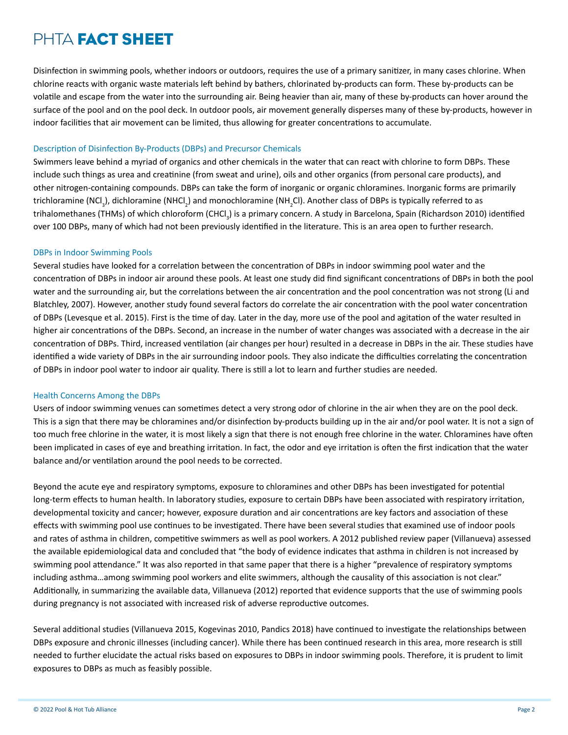# PHTA **FACT SHEET**

Disinfection in swimming pools, whether indoors or outdoors, requires the use of a primary sanitizer, in many cases chlorine. When chlorine reacts with organic waste materials left behind by bathers, chlorinated by-products can form. These by-products can be volatile and escape from the water into the surrounding air. Being heavier than air, many of these by-products can hover around the surface of the pool and on the pool deck. In outdoor pools, air movement generally disperses many of these by-products, however in indoor facilities that air movement can be limited, thus allowing for greater concentrations to accumulate.

## Description of Disinfection By-Products (DBPs) and Precursor Chemicals

Swimmers leave behind a myriad of organics and other chemicals in the water that can react with chlorine to form DBPs. These include such things as urea and creatinine (from sweat and urine), oils and other organics (from personal care products), and other nitrogen-containing compounds. DBPs can take the form of inorganic or organic chloramines. Inorganic forms are primarily trichloramine ($NCl_3$), dichloramine ($NHCl_2$) and monochloramine ($NH_2Cl$). Another class of DBPs is typically referred to as trihalomethanes (THMs) of which chloroform ($CHCl_3$) is a primary concern. A study in Barcelona, Spain (Richardson 2010) identified over 100 DBPs, many of which had not been previously identified in the literature. This is an area open to further research.

## DBPs in Indoor Swimming Pools

Several studies have looked for a correlation between the concentration of DBPs in indoor swimming pool water and the concentration of DBPs in indoor air around these pools. At least one study did find significant concentrations of DBPs in both the pool water and the surrounding air, but the correlations between the air concentration and the pool concentration was not strong (Li and Blatchley, 2007). However, another study found several factors do correlate the air concentration with the pool water concentration of DBPs (Levesque et al. 2015). First is the time of day. Later in the day, more use of the pool and agitation of the water resulted in higher air concentrations of the DBPs. Second, an increase in the number of water changes was associated with a decrease in the air concentration of DBPs. Third, increased ventilation (air changes per hour) resulted in a decrease in DBPs in the air. These studies have identified a wide variety of DBPs in the air surrounding indoor pools. They also indicate the difficulties correlating the concentration of DBPs in indoor pool water to indoor air quality. There is still a lot to learn and further studies are needed.

## Health Concerns Among the DBPs

Users of indoor swimming venues can sometimes detect a very strong odor of chlorine in the air when they are on the pool deck. This is a sign that there may be chloramines and/or disinfection by-products building up in the air and/or pool water. It is not a sign of too much free chlorine in the water, it is most likely a sign that there is not enough free chlorine in the water. Chloramines have often been implicated in cases of eye and breathing irritation. In fact, the odor and eye irritation is often the first indication that the water balance and/or ventilation around the pool needs to be corrected.

Beyond the acute eye and respiratory symptoms, exposure to chloramines and other DBPs has been investigated for potential long-term effects to human health. In laboratory studies, exposure to certain DBPs have been associated with respiratory irritation, developmental toxicity and cancer; however, exposure duration and air concentrations are key factors and association of these effects with swimming pool use continues to be investigated. There have been several studies that examined use of indoor pools and rates of asthma in children, competitive swimmers as well as pool workers. A 2012 published review paper (Villanueva) assessed the available epidemiological data and concluded that "the body of evidence indicates that asthma in children is not increased by swimming pool attendance." It was also reported in that same paper that there is a higher "prevalence of respiratory symptoms including asthma…among swimming pool workers and elite swimmers, although the causality of this association is not clear." Additionally, in summarizing the available data, Villanueva (2012) reported that evidence supports that the use of swimming pools during pregnancy is not associated with increased risk of adverse reproductive outcomes.

Several additional studies (Villanueva 2015, Kogevinas 2010, Pandics 2018) have continued to investigate the relationships between DBPs exposure and chronic illnesses (including cancer). While there has been continued research in this area, more research is still needed to further elucidate the actual risks based on exposures to DBPs in indoor swimming pools. Therefore, it is prudent to limit exposures to DBPs as much as feasibly possible.

© 2022 Pool & Hot Tub Alliance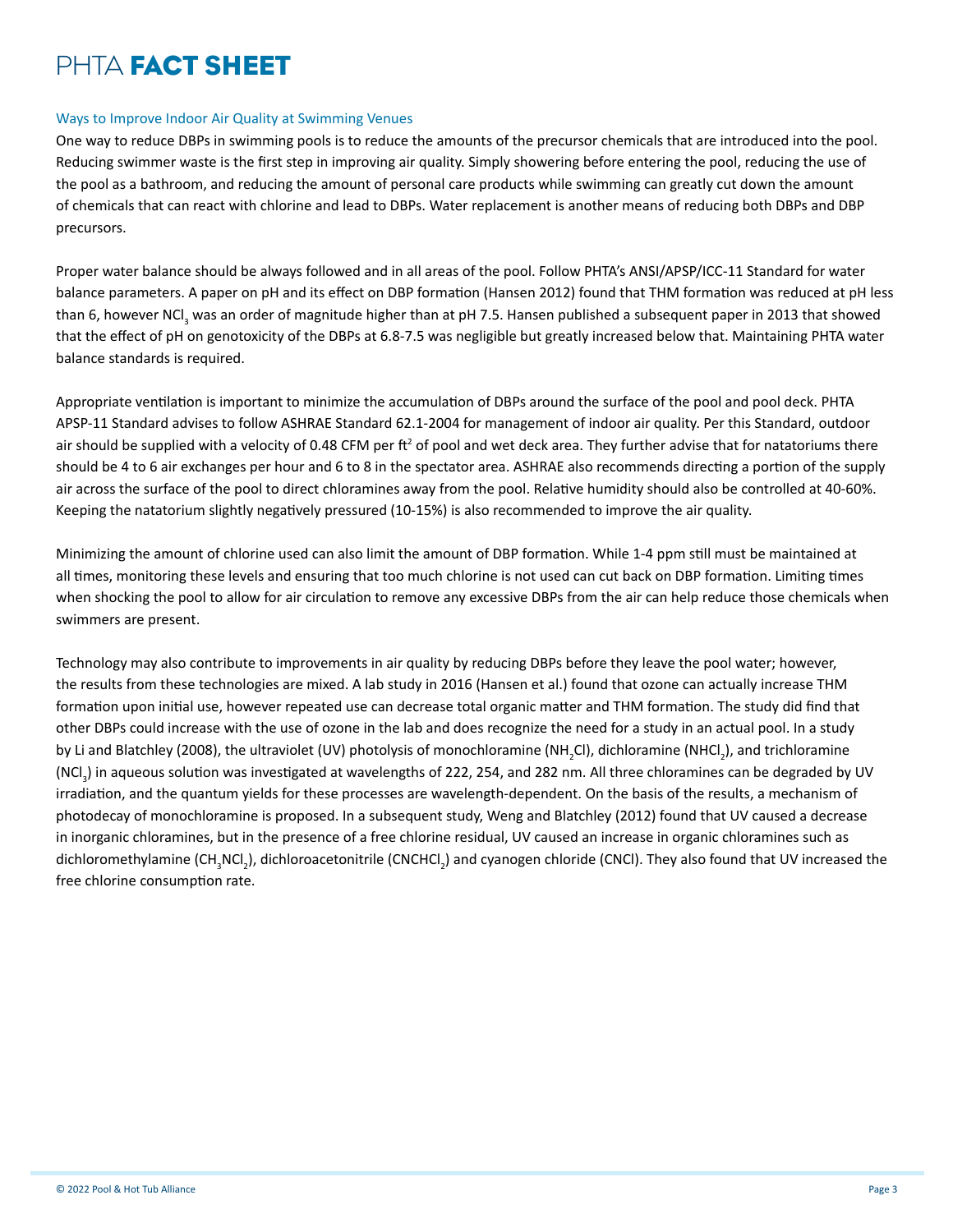## Ways to Improve Indoor Air Quality at Swimming Venues

One way to reduce DBPs in swimming pools is to reduce the amounts of the precursor chemicals that are introduced into the pool. Reducing swimmer waste is the first step in improving air quality. Simply showering before entering the pool, reducing the use of the pool as a bathroom, and reducing the amount of personal care products while swimming can greatly cut down the amount of chemicals that can react with chlorine and lead to DBPs. Water replacement is another means of reducing both DBPs and DBP precursors.

Proper water balance should be always followed and in all areas of the pool. Follow PHTA's ANSI/APSP/ICC-11 Standard for water balance parameters. A paper on pH and its effect on DBP formation (Hansen 2012) found that THM formation was reduced at pH less than 6, however $NCl_3$ was an order of magnitude higher than at pH 7.5. Hansen published a subsequent paper in 2013 that showed that the effect of pH on genotoxicity of the DBPs at 6.8-7.5 was negligible but greatly increased below that. Maintaining PHTA water balance standards is required.

Appropriate ventilation is important to minimize the accumulation of DBPs around the surface of the pool and pool deck. PHTA APSP-11 Standard advises to follow ASHRAE Standard 62.1-2004 for management of indoor air quality. Per this Standard, outdoor air should be supplied with a velocity of 0.48 CFM per $ft^2$ of pool and wet deck area. They further advise that for natatoriums there should be 4 to 6 air exchanges per hour and 6 to 8 in the spectator area. ASHRAE also recommends directing a portion of the supply air across the surface of the pool to direct chloramines away from the pool. Relative humidity should also be controlled at 40-60%. Keeping the natatorium slightly negatively pressured (10-15%) is also recommended to improve the air quality.

Minimizing the amount of chlorine used can also limit the amount of DBP formation. While 1-4 ppm still must be maintained at all times, monitoring these levels and ensuring that too much chlorine is not used can cut back on DBP formation. Limiting times when shocking the pool to allow for air circulation to remove any excessive DBPs from the air can help reduce those chemicals when swimmers are present.

Technology may also contribute to improvements in air quality by reducing DBPs before they leave the pool water; however, the results from these technologies are mixed. A lab study in 2016 (Hansen et al.) found that ozone can actually increase THM formation upon initial use, however repeated use can decrease total organic matter and THM formation. The study did find that other DBPs could increase with the use of ozone in the lab and does recognize the need for a study in an actual pool. In a study by Li and Blatchley (2008), the ultraviolet (UV) photolysis of monochloramine ($NH_2Cl$), dichloramine ($NHCl_2$), and trichloramine ($NCl_3$) in aqueous solution was investigated at wavelengths of 222, 254, and 282 nm. All three chloramines can be degraded by UV irradiation, and the quantum yields for these processes are wavelength-dependent. On the basis of the results, a mechanism of photodecay of monochloramine is proposed. In a subsequent study, Weng and Blatchley (2012) found that UV caused a decrease in inorganic chloramines, but in the presence of a free chlorine residual, UV caused an increase in organic chloramines such as dichloromethylamine ($CH_3NCl_2$), dichloroacetonitrile ($CNCHCl_2$) and cyanogen chloride (CNCl). They also found that UV increased the free chlorine consumption rate.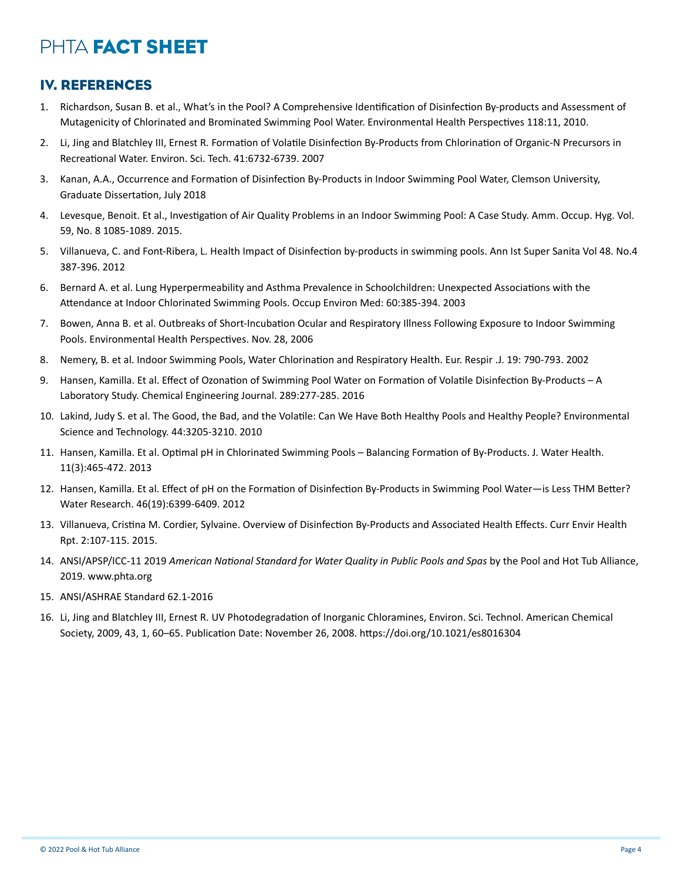# PHTA FACT SHEET

## IV. REFERENCES

1. Richardson, Susan B. et al., What's in the Pool? A Comprehensive Identification of Disinfection By-products and Assessment of Mutagenicity of Chlorinated and Brominated Swimming Pool Water. Environmental Health Perspectives 118:11, 2010.
2. Li, Jing and Blatchley III, Ernest R. Formation of Volatile Disinfection By-Products from Chlorination of Organic-N Precursors in Recreational Water. Environ. Sci. Tech. 41:6732-6739. 2007
3. Kanan, A.A., Occurrence and Formation of Disinfection By-Products in Indoor Swimming Pool Water, Clemson University, Graduate Dissertation, July 2018
4. Levesque, Benoit. Et al., Investigation of Air Quality Problems in an Indoor Swimming Pool: A Case Study. Amm. Occup. Hyg. Vol. 59, No. 8 1085-1089. 2015.
5. Villanueva, C. and Font-Ribera, L. Health Impact of Disinfection by-products in swimming pools. Ann Ist Super Sanita Vol 48. No.4 387-396. 2012
6. Bernard A. et al. Lung Hyperpermeability and Asthma Prevalence in Schoolchildren: Unexpected Associations with the Attendance at Indoor Chlorinated Swimming Pools. Occup Environ Med: 60:385-394. 2003
7. Bowen, Anna B. et al. Outbreaks of Short-Incubation Ocular and Respiratory Illness Following Exposure to Indoor Swimming Pools. Environmental Health Perspectives. Nov. 28, 2006
8. Nemery, B. et al. Indoor Swimming Pools, Water Chlorination and Respiratory Health. Eur. Respir .J. 19: 790-793. 2002
9. Hansen, Kamilla. Et al. Effect of Ozonation of Swimming Pool Water on Formation of Volatile Disinfection By-Products – A Laboratory Study. Chemical Engineering Journal. 289:277-285. 2016
10. Lakind, Judy S. et al. The Good, the Bad, and the Volatile: Can We Have Both Healthy Pools and Healthy People? Environmental Science and Technology. 44:3205-3210. 2010
11. Hansen, Kamilla. Et al. Optimal pH in Chlorinated Swimming Pools – Balancing Formation of By-Products. J. Water Health. 11(3):465-472. 2013
12. Hansen, Kamilla. Et al. Effect of pH on the Formation of Disinfection By-Products in Swimming Pool Water—is Less THM Better? Water Research. 46(19):6399-6409. 2012
13. Villanueva, Cristina M. Cordier, Sylvaine. Overview of Disinfection By-Products and Associated Health Effects. Curr Envir Health Rpt. 2:107-115. 2015.
14. ANSI/APSP/ICC-11 2019 *American National Standard for Water Quality in Public Pools and Spas* by the Pool and Hot Tub Alliance, 2019. www.phta.org
15. ANSI/ASHRAE Standard 62.1-2016
16. Li, Jing and Blatchley III, Ernest R. UV Photodegradation of Inorganic Chloramines, Environ. Sci. Technol. American Chemical Society, 2009, 43, 1, 60–65. Publication Date: November 26, 2008. https://doi.org/10.1021/es8016304